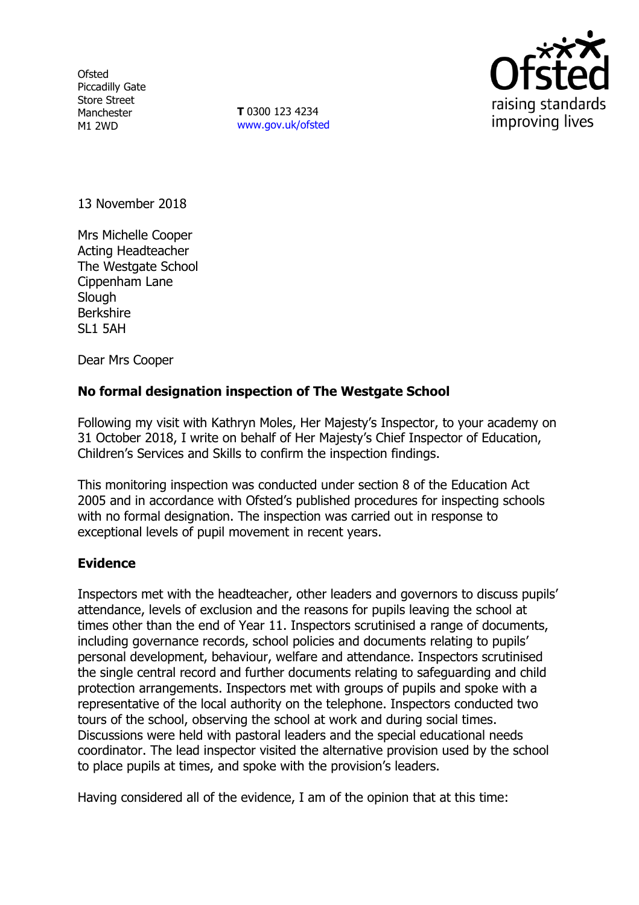Ofsted
Piccadilly Gate
Store Street
Manchester
M1 2WD

**T** 0300 123 4234
www.gov.uk/ofsted

Ofsted
raising standards
improving lives

13 November 2018

Mrs Michelle Cooper
Acting Headteacher
The Westgate School
Cippenham Lane
Slough
Berkshire
SL1 5AH

Dear Mrs Cooper

**No formal designation inspection of The Westgate School**

Following my visit with Kathryn Moles, Her Majesty's Inspector, to your academy on 31 October 2018, I write on behalf of Her Majesty's Chief Inspector of Education, Children's Services and Skills to confirm the inspection findings.

This monitoring inspection was conducted under section 8 of the Education Act 2005 and in accordance with Ofsted's published procedures for inspecting schools with no formal designation. The inspection was carried out in response to exceptional levels of pupil movement in recent years.

**Evidence**

Inspectors met with the headteacher, other leaders and governors to discuss pupils' attendance, levels of exclusion and the reasons for pupils leaving the school at times other than the end of Year 11. Inspectors scrutinised a range of documents, including governance records, school policies and documents relating to pupils' personal development, behaviour, welfare and attendance. Inspectors scrutinised the single central record and further documents relating to safeguarding and child protection arrangements. Inspectors met with groups of pupils and spoke with a representative of the local authority on the telephone. Inspectors conducted two tours of the school, observing the school at work and during social times. Discussions were held with pastoral leaders and the special educational needs coordinator. The lead inspector visited the alternative provision used by the school to place pupils at times, and spoke with the provision's leaders.

Having considered all of the evidence, I am of the opinion that at this time: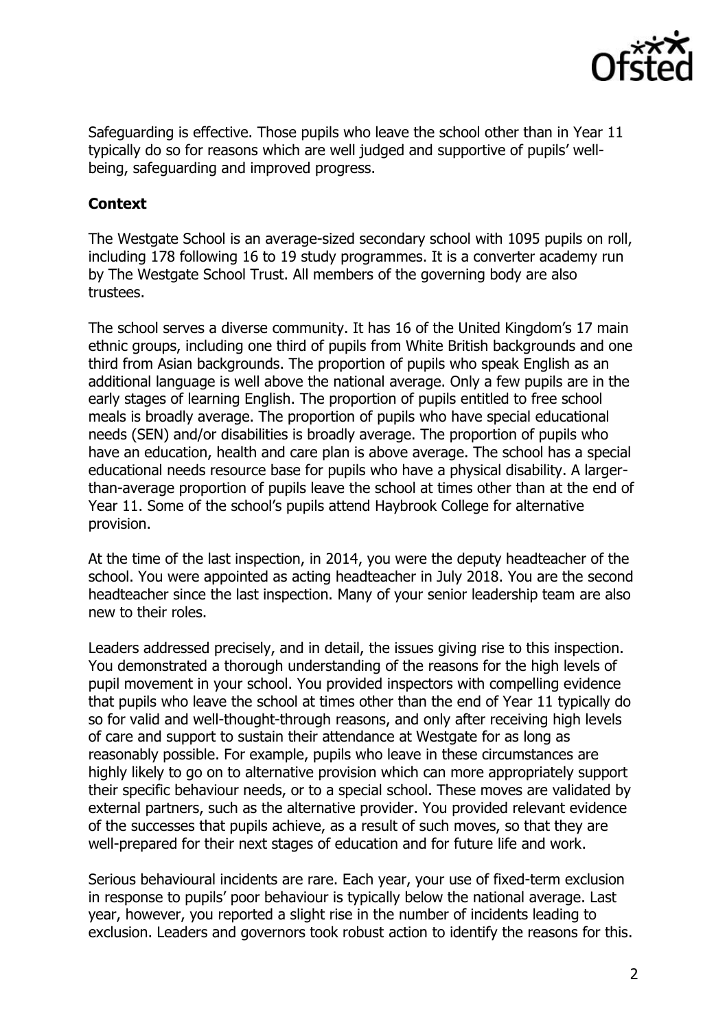Safeguarding is effective. Those pupils who leave the school other than in Year 11 typically do so for reasons which are well judged and supportive of pupils' well-being, safeguarding and improved progress.

## Context

The Westgate School is an average-sized secondary school with 1095 pupils on roll, including 178 following 16 to 19 study programmes. It is a converter academy run by The Westgate School Trust. All members of the governing body are also trustees.

The school serves a diverse community. It has 16 of the United Kingdom's 17 main ethnic groups, including one third of pupils from White British backgrounds and one third from Asian backgrounds. The proportion of pupils who speak English as an additional language is well above the national average. Only a few pupils are in the early stages of learning English. The proportion of pupils entitled to free school meals is broadly average. The proportion of pupils who have special educational needs (SEN) and/or disabilities is broadly average. The proportion of pupils who have an education, health and care plan is above average. The school has a special educational needs resource base for pupils who have a physical disability. A larger-than-average proportion of pupils leave the school at times other than at the end of Year 11. Some of the school's pupils attend Haybrook College for alternative provision.

At the time of the last inspection, in 2014, you were the deputy headteacher of the school. You were appointed as acting headteacher in July 2018. You are the second headteacher since the last inspection. Many of your senior leadership team are also new to their roles.

Leaders addressed precisely, and in detail, the issues giving rise to this inspection. You demonstrated a thorough understanding of the reasons for the high levels of pupil movement in your school. You provided inspectors with compelling evidence that pupils who leave the school at times other than the end of Year 11 typically do so for valid and well-thought-through reasons, and only after receiving high levels of care and support to sustain their attendance at Westgate for as long as reasonably possible. For example, pupils who leave in these circumstances are highly likely to go on to alternative provision which can more appropriately support their specific behaviour needs, or to a special school. These moves are validated by external partners, such as the alternative provider. You provided relevant evidence of the successes that pupils achieve, as a result of such moves, so that they are well-prepared for their next stages of education and for future life and work.

Serious behavioural incidents are rare. Each year, your use of fixed-term exclusion in response to pupils' poor behaviour is typically below the national average. Last year, however, you reported a slight rise in the number of incidents leading to exclusion. Leaders and governors took robust action to identify the reasons for this.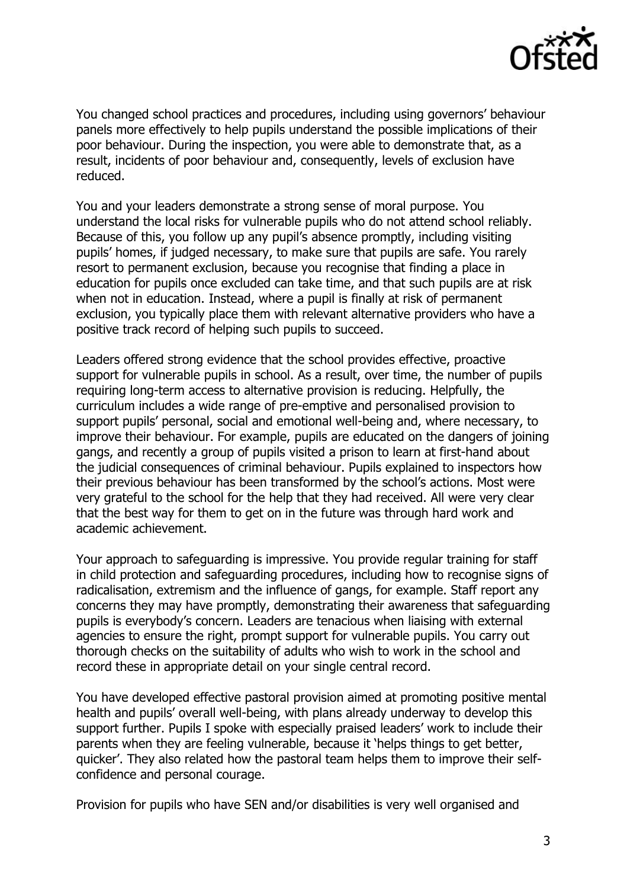You changed school practices and procedures, including using governors' behaviour panels more effectively to help pupils understand the possible implications of their poor behaviour. During the inspection, you were able to demonstrate that, as a result, incidents of poor behaviour and, consequently, levels of exclusion have reduced.

You and your leaders demonstrate a strong sense of moral purpose. You understand the local risks for vulnerable pupils who do not attend school reliably. Because of this, you follow up any pupil's absence promptly, including visiting pupils' homes, if judged necessary, to make sure that pupils are safe. You rarely resort to permanent exclusion, because you recognise that finding a place in education for pupils once excluded can take time, and that such pupils are at risk when not in education. Instead, where a pupil is finally at risk of permanent exclusion, you typically place them with relevant alternative providers who have a positive track record of helping such pupils to succeed.

Leaders offered strong evidence that the school provides effective, proactive support for vulnerable pupils in school. As a result, over time, the number of pupils requiring long-term access to alternative provision is reducing. Helpfully, the curriculum includes a wide range of pre-emptive and personalised provision to support pupils' personal, social and emotional well-being and, where necessary, to improve their behaviour. For example, pupils are educated on the dangers of joining gangs, and recently a group of pupils visited a prison to learn at first-hand about the judicial consequences of criminal behaviour. Pupils explained to inspectors how their previous behaviour has been transformed by the school's actions. Most were very grateful to the school for the help that they had received. All were very clear that the best way for them to get on in the future was through hard work and academic achievement.

Your approach to safeguarding is impressive. You provide regular training for staff in child protection and safeguarding procedures, including how to recognise signs of radicalisation, extremism and the influence of gangs, for example. Staff report any concerns they may have promptly, demonstrating their awareness that safeguarding pupils is everybody's concern. Leaders are tenacious when liaising with external agencies to ensure the right, prompt support for vulnerable pupils. You carry out thorough checks on the suitability of adults who wish to work in the school and record these in appropriate detail on your single central record.

You have developed effective pastoral provision aimed at promoting positive mental health and pupils' overall well-being, with plans already underway to develop this support further. Pupils I spoke with especially praised leaders' work to include their parents when they are feeling vulnerable, because it 'helps things to get better, quicker'. They also related how the pastoral team helps them to improve their self-confidence and personal courage.

Provision for pupils who have SEN and/or disabilities is very well organised and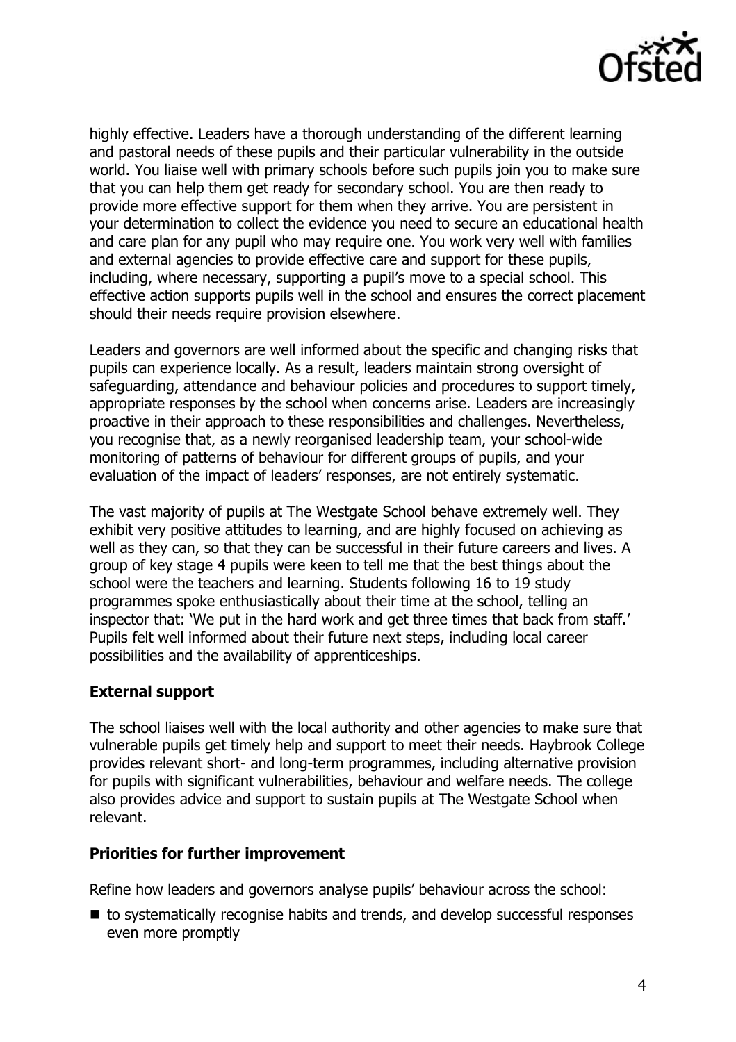highly effective. Leaders have a thorough understanding of the different learning and pastoral needs of these pupils and their particular vulnerability in the outside world. You liaise well with primary schools before such pupils join you to make sure that you can help them get ready for secondary school. You are then ready to provide more effective support for them when they arrive. You are persistent in your determination to collect the evidence you need to secure an educational health and care plan for any pupil who may require one. You work very well with families and external agencies to provide effective care and support for these pupils, including, where necessary, supporting a pupil's move to a special school. This effective action supports pupils well in the school and ensures the correct placement should their needs require provision elsewhere.

Leaders and governors are well informed about the specific and changing risks that pupils can experience locally. As a result, leaders maintain strong oversight of safeguarding, attendance and behaviour policies and procedures to support timely, appropriate responses by the school when concerns arise. Leaders are increasingly proactive in their approach to these responsibilities and challenges. Nevertheless, you recognise that, as a newly reorganised leadership team, your school-wide monitoring of patterns of behaviour for different groups of pupils, and your evaluation of the impact of leaders' responses, are not entirely systematic.

The vast majority of pupils at The Westgate School behave extremely well. They exhibit very positive attitudes to learning, and are highly focused on achieving as well as they can, so that they can be successful in their future careers and lives. A group of key stage 4 pupils were keen to tell me that the best things about the school were the teachers and learning. Students following 16 to 19 study programmes spoke enthusiastically about their time at the school, telling an inspector that: 'We put in the hard work and get three times that back from staff.' Pupils felt well informed about their future next steps, including local career possibilities and the availability of apprenticeships.

### External support

The school liaises well with the local authority and other agencies to make sure that vulnerable pupils get timely help and support to meet their needs. Haybrook College provides relevant short- and long-term programmes, including alternative provision for pupils with significant vulnerabilities, behaviour and welfare needs. The college also provides advice and support to sustain pupils at The Westgate School when relevant.

### Priorities for further improvement

Refine how leaders and governors analyse pupils' behaviour across the school:

- to systematically recognise habits and trends, and develop successful responses even more promptly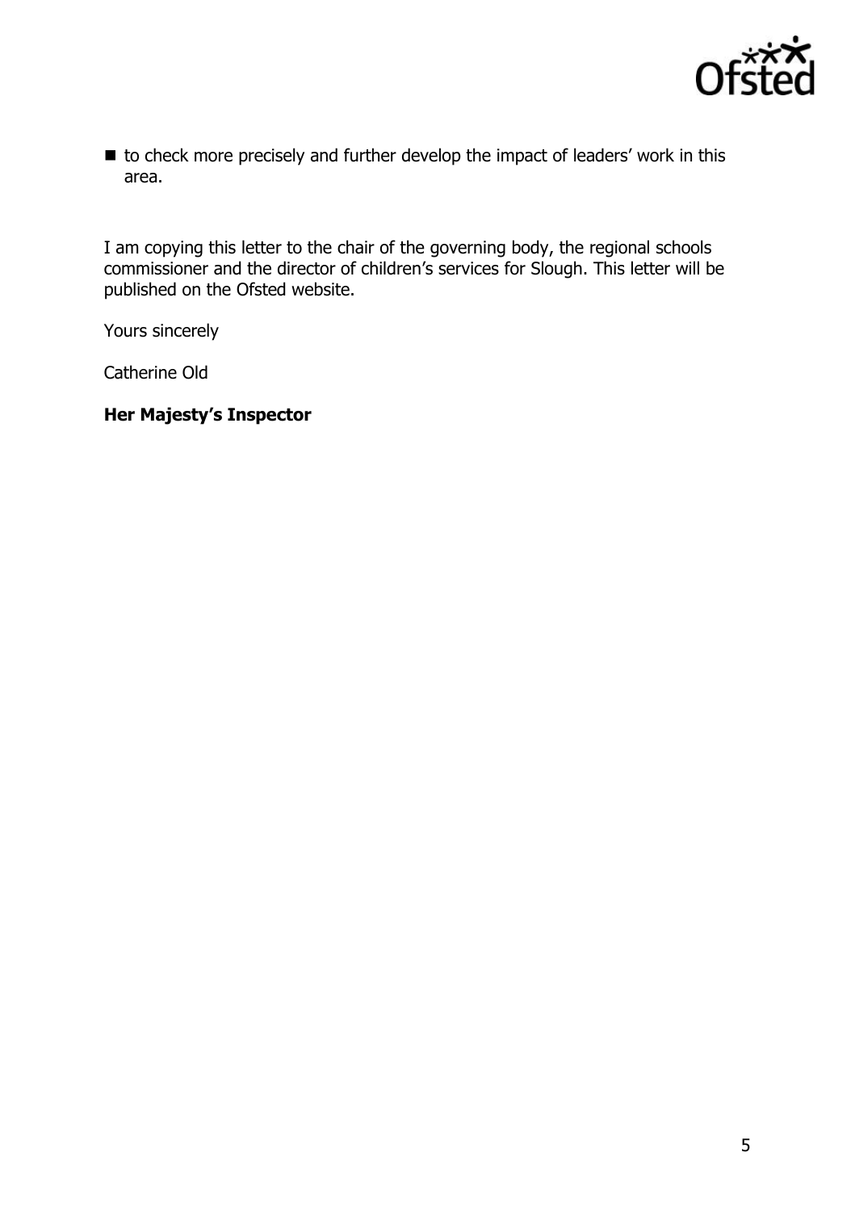- to check more precisely and further develop the impact of leaders' work in this area.

I am copying this letter to the chair of the governing body, the regional schools commissioner and the director of children's services for Slough. This letter will be published on the Ofsted website.

Yours sincerely

Catherine Old

**Her Majesty's Inspector**